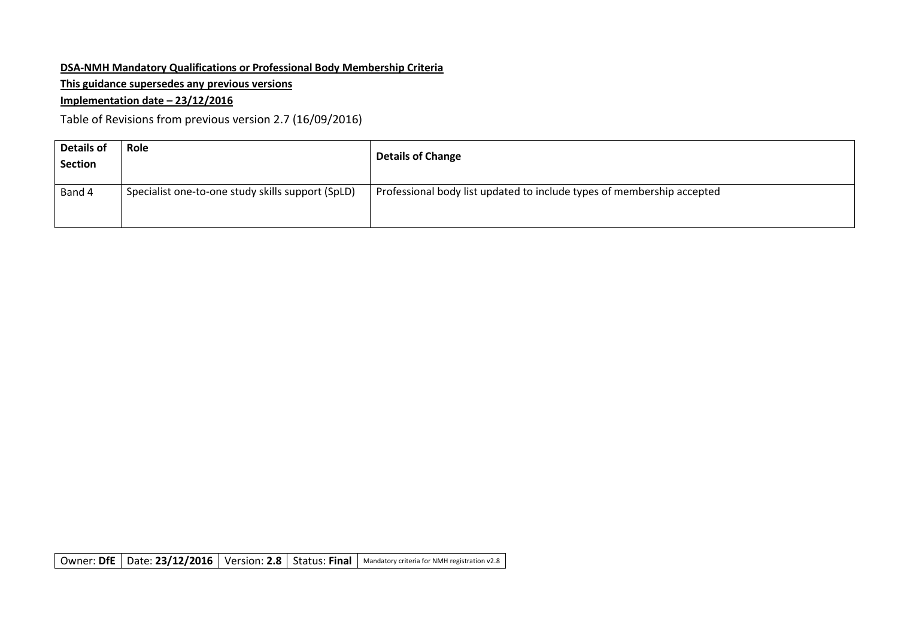**DSA-NMH Mandatory Qualifications or Professional Body Membership Criteria**

**This guidance supersedes any previous versions**

**Implementation date – 23/12/2016**

Table of Revisions from previous version 2.7 (16/09/2016)

| Details of Section | Role | Details of Change |
|---|---|---|
| Band 4 | Specialist one-to-one study skills support (SpLD) | Professional body list updated to include types of membership accepted |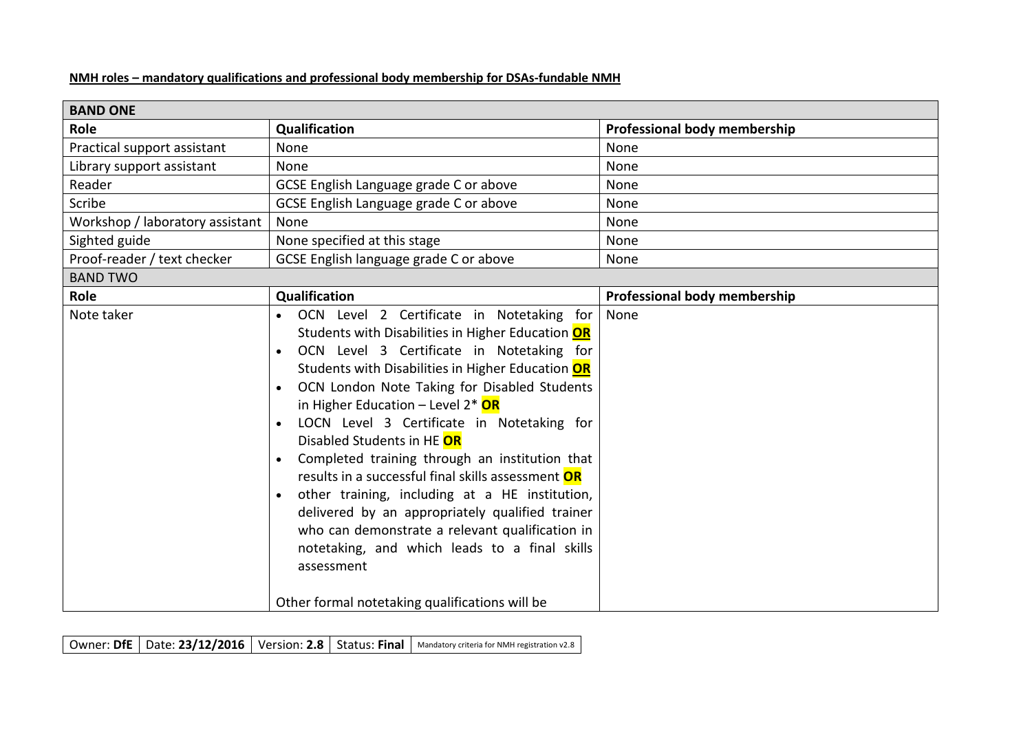**NMH roles – mandatory qualifications and professional body membership for DSAs-fundable NMH**

| BAND ONE | | |
|---|---|---|
| **Role** | **Qualification** | **Professional body membership** |
| Practical support assistant | None | None |
| Library support assistant | None | None |
| Reader | GCSE English Language grade C or above | None |
| Scribe | GCSE English Language grade C or above | None |
| Workshop / laboratory assistant | None | None |
| Sighted guide | None specified at this stage | None |
| Proof-reader / text checker | GCSE English language grade C or above | None |
| BAND TWO | | |
| **Role** | **Qualification** | **Professional body membership** |
| Note taker | • OCN Level 2 Certificate in Notetaking for Students with Disabilities in Higher Education **OR**<br>• OCN Level 3 Certificate in Notetaking for Students with Disabilities in Higher Education **OR**<br>• OCN London Note Taking for Disabled Students in Higher Education – Level 2* **OR**<br>• LOCN Level 3 Certificate in Notetaking for Disabled Students in HE **OR**<br>• Completed training through an institution that results in a successful final skills assessment **OR**<br>• other training, including at a HE institution, delivered by an appropriately qualified trainer who can demonstrate a relevant qualification in notetaking, and which leads to a final skills assessment<br><br>Other formal notetaking qualifications will be | None |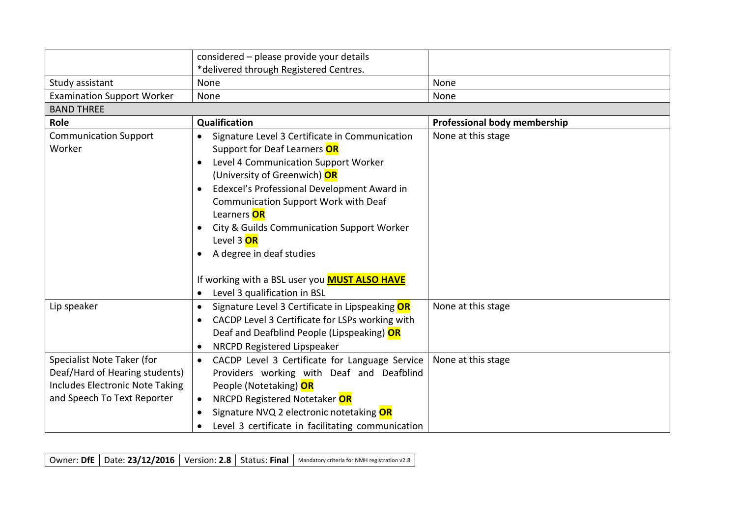| | | |
|---|---|---|
| | considered – please provide your details<br>*delivered through Registered Centres. | |
| Study assistant | None | None |
| Examination Support Worker | None | None |
| BAND THREE | | |
| **Role** | **Qualification** | **Professional body membership** |
| Communication Support Worker | • Signature Level 3 Certificate in Communication Support for Deaf Learners **OR**<br>• Level 4 Communication Support Worker (University of Greenwich) **OR**<br>• Edexcel's Professional Development Award in Communication Support Work with Deaf Learners **OR**<br>• City & Guilds Communication Support Worker Level 3 **OR**<br>• A degree in deaf studies<br><br>If working with a BSL user you **MUST ALSO HAVE**<br>• Level 3 qualification in BSL | None at this stage |
| Lip speaker | • Signature Level 3 Certificate in Lipspeaking **OR**<br>• CACDP Level 3 Certificate for LSPs working with Deaf and Deafblind People (Lipspeaking) **OR**<br>• NRCPD Registered Lipspeaker | None at this stage |
| Specialist Note Taker (for Deaf/Hard of Hearing students) Includes Electronic Note Taking and Speech To Text Reporter | • CACDP Level 3 Certificate for Language Service Providers working with Deaf and Deafblind People (Notetaking) **OR**<br>• NRCPD Registered Notetaker **OR**<br>• Signature NVQ 2 electronic notetaking **OR**<br>• Level 3 certificate in facilitating communication | None at this stage |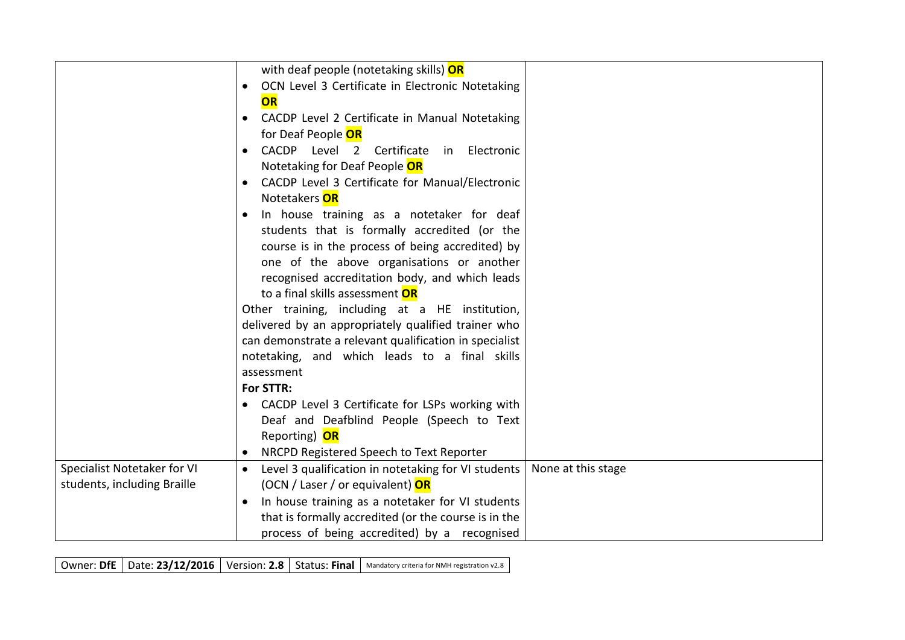| | | |
|---|---|---|
| | with deaf people (notetaking skills) **OR**<br>• OCN Level 3 Certificate in Electronic Notetaking **OR**<br>• CACDP Level 2 Certificate in Manual Notetaking for Deaf People **OR**<br>• CACDP Level 2 Certificate in Electronic Notetaking for Deaf People **OR**<br>• CACDP Level 3 Certificate for Manual/Electronic Notetakers **OR**<br>• In house training as a notetaker for deaf students that is formally accredited (or the course is in the process of being accredited) by one of the above organisations or another recognised accreditation body, and which leads to a final skills assessment **OR**<br>Other training, including at a HE institution, delivered by an appropriately qualified trainer who can demonstrate a relevant qualification in specialist notetaking, and which leads to a final skills assessment<br>**For STTR:**<br>• CACDP Level 3 Certificate for LSPs working with Deaf and Deafblind People (Speech to Text Reporting) **OR**<br>• NRCPD Registered Speech to Text Reporter | |
| Specialist Notetaker for VI students, including Braille | • Level 3 qualification in notetaking for VI students (OCN / Laser / or equivalent) **OR**<br>• In house training as a notetaker for VI students that is formally accredited (or the course is in the process of being accredited) by a recognised | None at this stage |

| Owner: **DfE** | Date: **23/12/2016** | Version: **2.8** | Status: **Final** | Mandatory criteria for NMH registration v2.8 |
|---|---|---|---|---|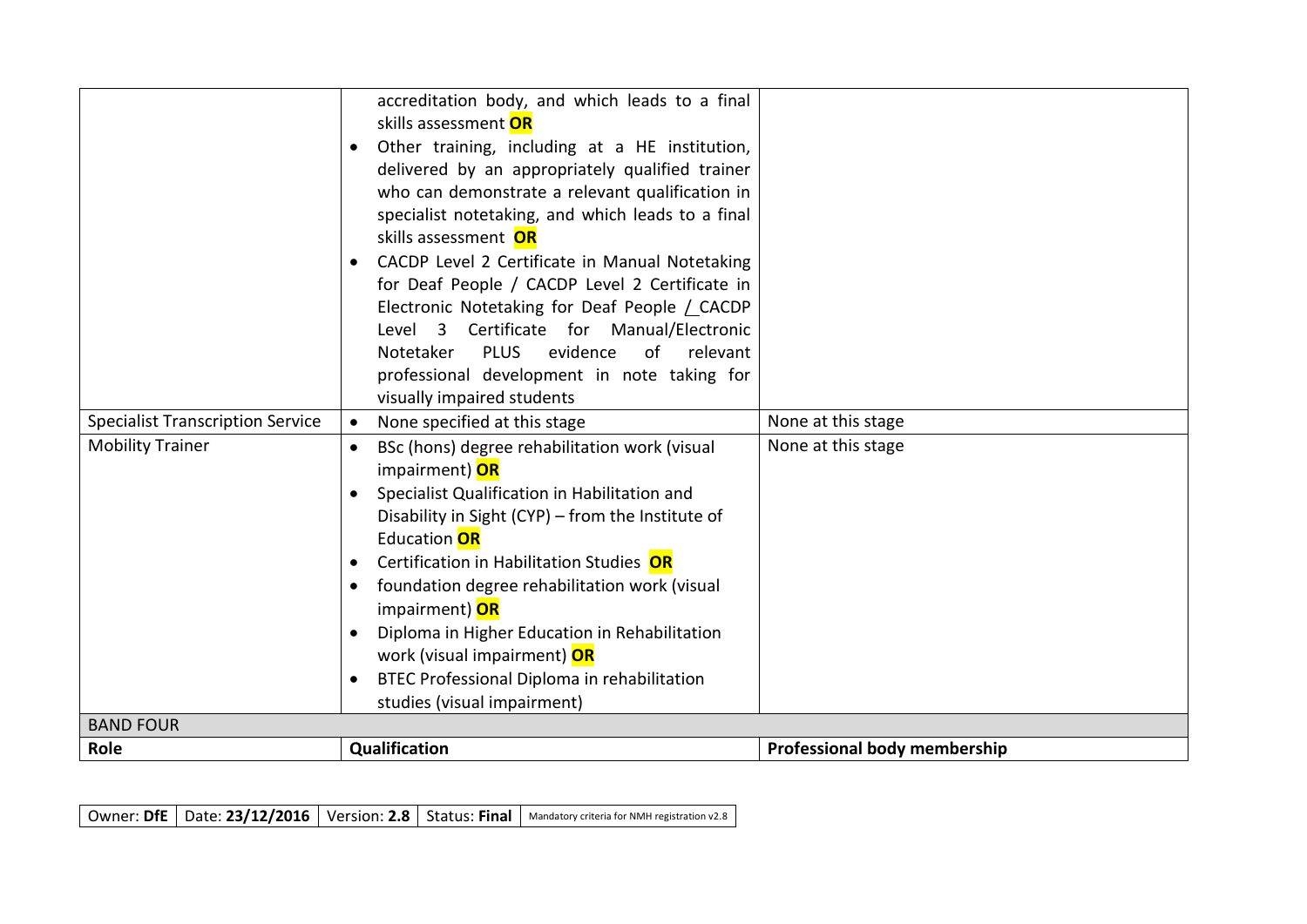| | | |
|---|---|---|
| | accreditation body, and which leads to a final skills assessment **OR**<br>• Other training, including at a HE institution, delivered by an appropriately qualified trainer who can demonstrate a relevant qualification in specialist notetaking, and which leads to a final skills assessment **OR**<br>• CACDP Level 2 Certificate in Manual Notetaking for Deaf People / CACDP Level 2 Certificate in Electronic Notetaking for Deaf People / CACDP Level 3 Certificate for Manual/Electronic Notetaker PLUS evidence of relevant professional development in note taking for visually impaired students | |
| Specialist Transcription Service | • None specified at this stage | None at this stage |
| Mobility Trainer | • BSc (hons) degree rehabilitation work (visual impairment) **OR**<br>• Specialist Qualification in Habilitation and Disability in Sight (CYP) – from the Institute of Education **OR**<br>• Certification in Habilitation Studies **OR**<br>• foundation degree rehabilitation work (visual impairment) **OR**<br>• Diploma in Higher Education in Rehabilitation work (visual impairment) **OR**<br>• BTEC Professional Diploma in rehabilitation studies (visual impairment) | None at this stage |
| BAND FOUR | | |
| **Role** | **Qualification** | **Professional body membership** |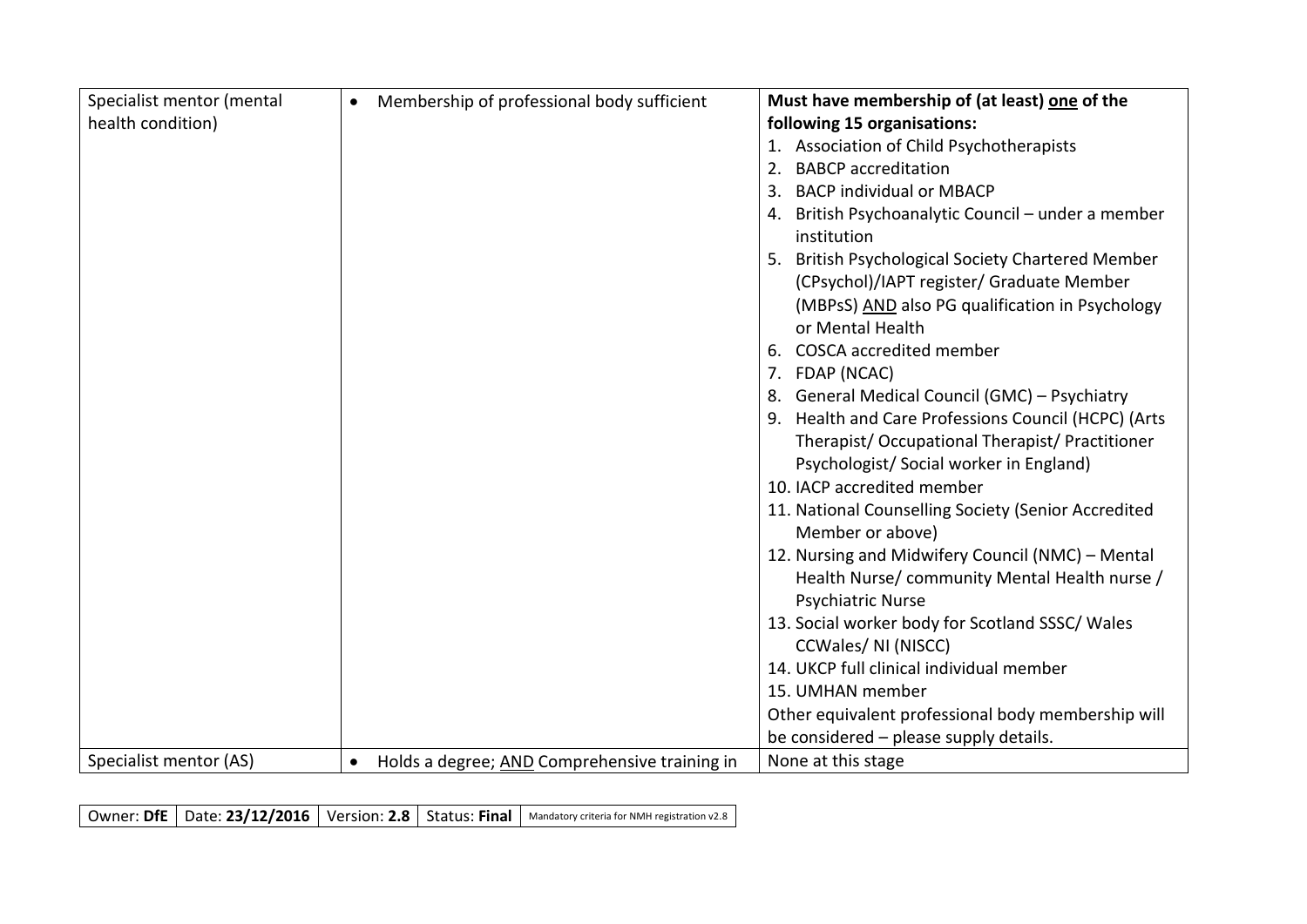| | | |
|---|---|---|
| Specialist mentor (mental health condition) | • Membership of professional body sufficient | **Must have membership of (at least) one of the following 15 organisations:**<br>1. Association of Child Psychotherapists<br>2. BABCP accreditation<br>3. BACP individual or MBACP<br>4. British Psychoanalytic Council – under a member institution<br>5. British Psychological Society Chartered Member (CPsychol)/IAPT register/ Graduate Member (MBPsS) AND also PG qualification in Psychology or Mental Health<br>6. COSCA accredited member<br>7. FDAP (NCAC)<br>8. General Medical Council (GMC) – Psychiatry<br>9. Health and Care Professions Council (HCPC) (Arts Therapist/ Occupational Therapist/ Practitioner Psychologist/ Social worker in England)<br>10. IACP accredited member<br>11. National Counselling Society (Senior Accredited Member or above)<br>12. Nursing and Midwifery Council (NMC) – Mental Health Nurse/ community Mental Health nurse / Psychiatric Nurse<br>13. Social worker body for Scotland SSSC/ Wales CCWales/ NI (NISCC)<br>14. UKCP full clinical individual member<br>15. UMHAN member<br>Other equivalent professional body membership will be considered – please supply details. |
| Specialist mentor (AS) | • Holds a degree; AND Comprehensive training in | None at this stage |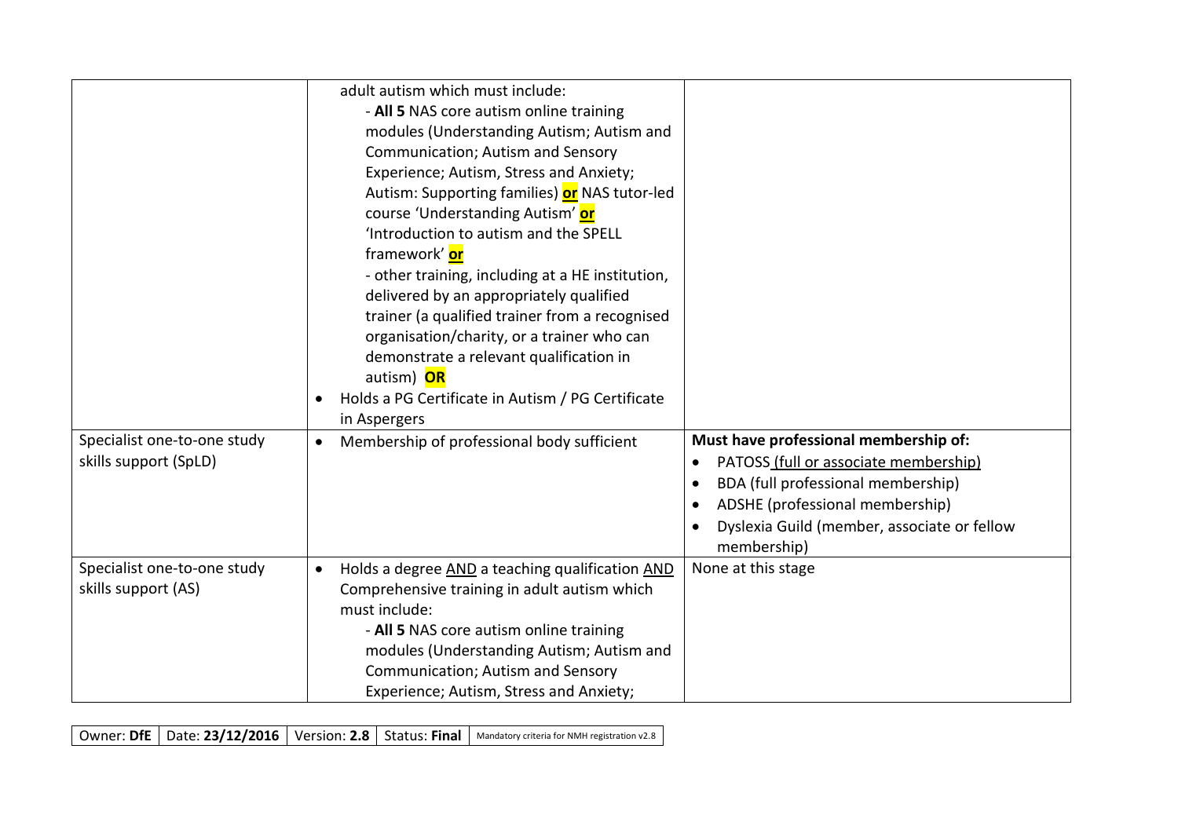| | | |
|---|---|---|
| | adult autism which must include:<br>- **All 5** NAS core autism online training modules (Understanding Autism; Autism and Communication; Autism and Sensory Experience; Autism, Stress and Anxiety; Autism: Supporting families) **or** NAS tutor-led course 'Understanding Autism' **or** 'Introduction to autism and the SPELL framework' **or**<br>- other training, including at a HE institution, delivered by an appropriately qualified trainer (a qualified trainer from a recognised organisation/charity, or a trainer who can demonstrate a relevant qualification in autism) **OR**<br>• Holds a PG Certificate in Autism / PG Certificate in Aspergers | |
| Specialist one-to-one study skills support (SpLD) | • Membership of professional body sufficient | **Must have professional membership of:**<br>• PATOSS (full or associate membership)<br>• BDA (full professional membership)<br>• ADSHE (professional membership)<br>• Dyslexia Guild (member, associate or fellow membership) |
| Specialist one-to-one study skills support (AS) | • Holds a degree AND a teaching qualification AND Comprehensive training in adult autism which must include:<br>- **All 5** NAS core autism online training modules (Understanding Autism; Autism and Communication; Autism and Sensory Experience; Autism, Stress and Anxiety; | None at this stage |

| Owner: **DfE** | Date: **23/12/2016** | Version: **2.8** | Status: **Final** | Mandatory criteria for NMH registration v2.8 |
|---|---|---|---|---|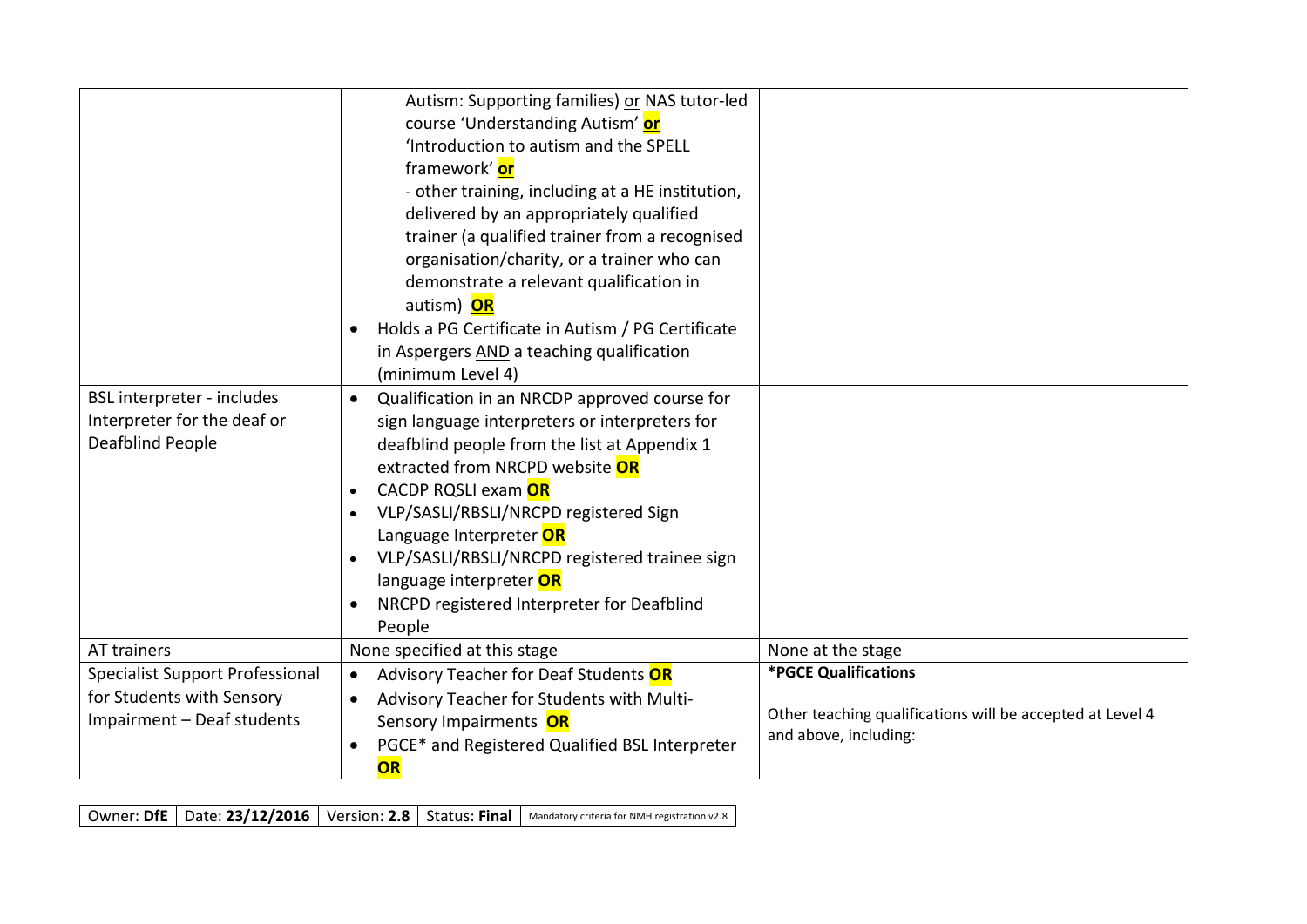| | | |
|---|---|---|
| | Autism: Supporting families) <u>or</u> NAS tutor-led course 'Understanding Autism' **or** 'Introduction to autism and the SPELL framework' **or**<br>- other training, including at a HE institution, delivered by an appropriately qualified trainer (a qualified trainer from a recognised organisation/charity, or a trainer who can demonstrate a relevant qualification in autism) **OR**<br>• Holds a PG Certificate in Autism / PG Certificate in Aspergers <u>AND</u> a teaching qualification (minimum Level 4) | |
| BSL interpreter - includes Interpreter for the deaf or Deafblind People | • Qualification in an NRCDP approved course for sign language interpreters or interpreters for deafblind people from the list at Appendix 1 extracted from NRCPD website **OR**<br>• CACDP RQSLI exam **OR**<br>• VLP/SASLI/RBSLI/NRCPD registered Sign Language Interpreter **OR**<br>• VLP/SASLI/RBSLI/NRCPD registered trainee sign language interpreter **OR**<br>• NRCPD registered Interpreter for Deafblind People | |
| AT trainers | None specified at this stage | None at the stage |
| Specialist Support Professional for Students with Sensory Impairment – Deaf students | • Advisory Teacher for Deaf Students **OR**<br>• Advisory Teacher for Students with Multi-Sensory Impairments **OR**<br>• PGCE* and Registered Qualified BSL Interpreter **OR** | **\*PGCE Qualifications**<br><br>Other teaching qualifications will be accepted at Level 4 and above, including: |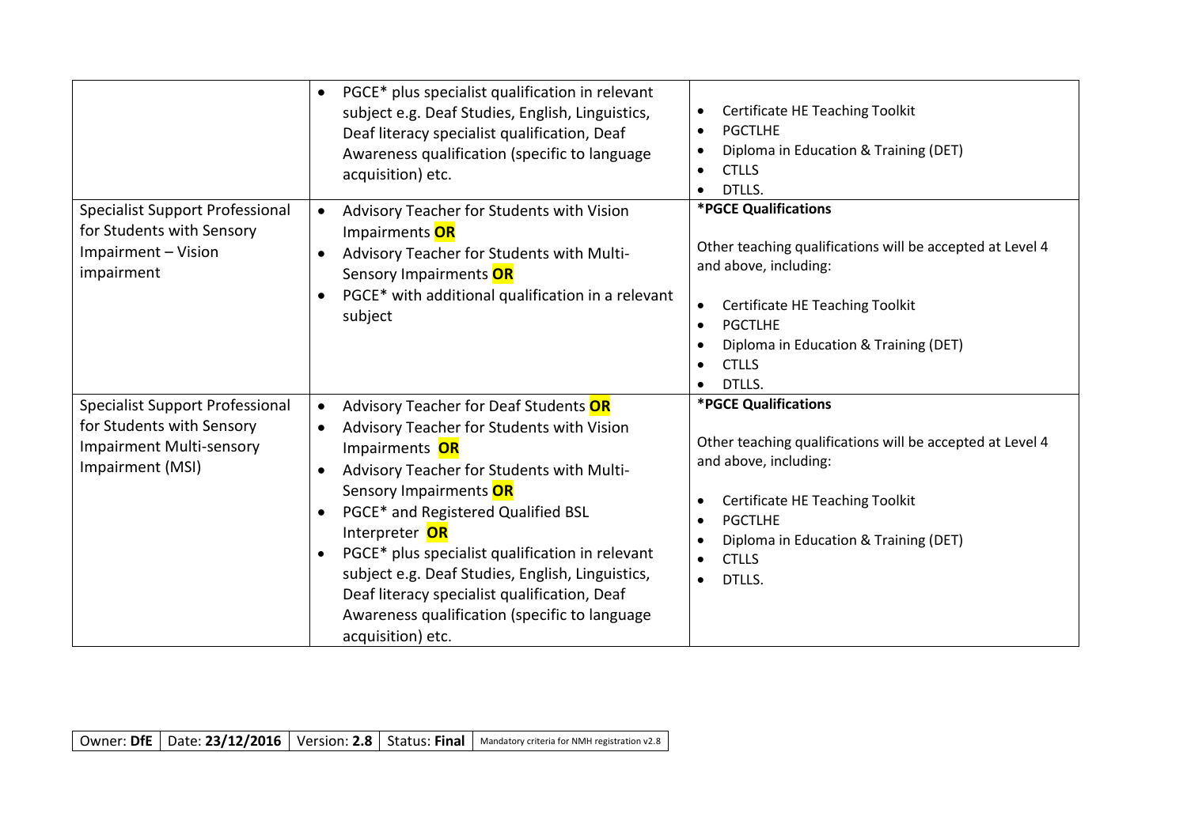| | | |
|---|---|---|
| | • PGCE* plus specialist qualification in relevant subject e.g. Deaf Studies, English, Linguistics, Deaf literacy specialist qualification, Deaf Awareness qualification (specific to language acquisition) etc. | • Certificate HE Teaching Toolkit<br>• PGCTLHE<br>• Diploma in Education & Training (DET)<br>• CTLLS<br>• DTLLS. |
| Specialist Support Professional for Students with Sensory Impairment – Vision impairment | • Advisory Teacher for Students with Vision Impairments **OR**<br>• Advisory Teacher for Students with Multi-Sensory Impairments **OR**<br>• PGCE* with additional qualification in a relevant subject | ***PGCE Qualifications**<br><br>Other teaching qualifications will be accepted at Level 4 and above, including:<br><br>• Certificate HE Teaching Toolkit<br>• PGCTLHE<br>• Diploma in Education & Training (DET)<br>• CTLLS<br>• DTLLS. |
| Specialist Support Professional for Students with Sensory Impairment Multi-sensory Impairment (MSI) | • Advisory Teacher for Deaf Students **OR**<br>• Advisory Teacher for Students with Vision Impairments **OR**<br>• Advisory Teacher for Students with Multi-Sensory Impairments **OR**<br>• PGCE* and Registered Qualified BSL Interpreter **OR**<br>• PGCE* plus specialist qualification in relevant subject e.g. Deaf Studies, English, Linguistics, Deaf literacy specialist qualification, Deaf Awareness qualification (specific to language acquisition) etc. | ***PGCE Qualifications**<br><br>Other teaching qualifications will be accepted at Level 4 and above, including:<br><br>• Certificate HE Teaching Toolkit<br>• PGCTLHE<br>• Diploma in Education & Training (DET)<br>• CTLLS<br>• DTLLS. |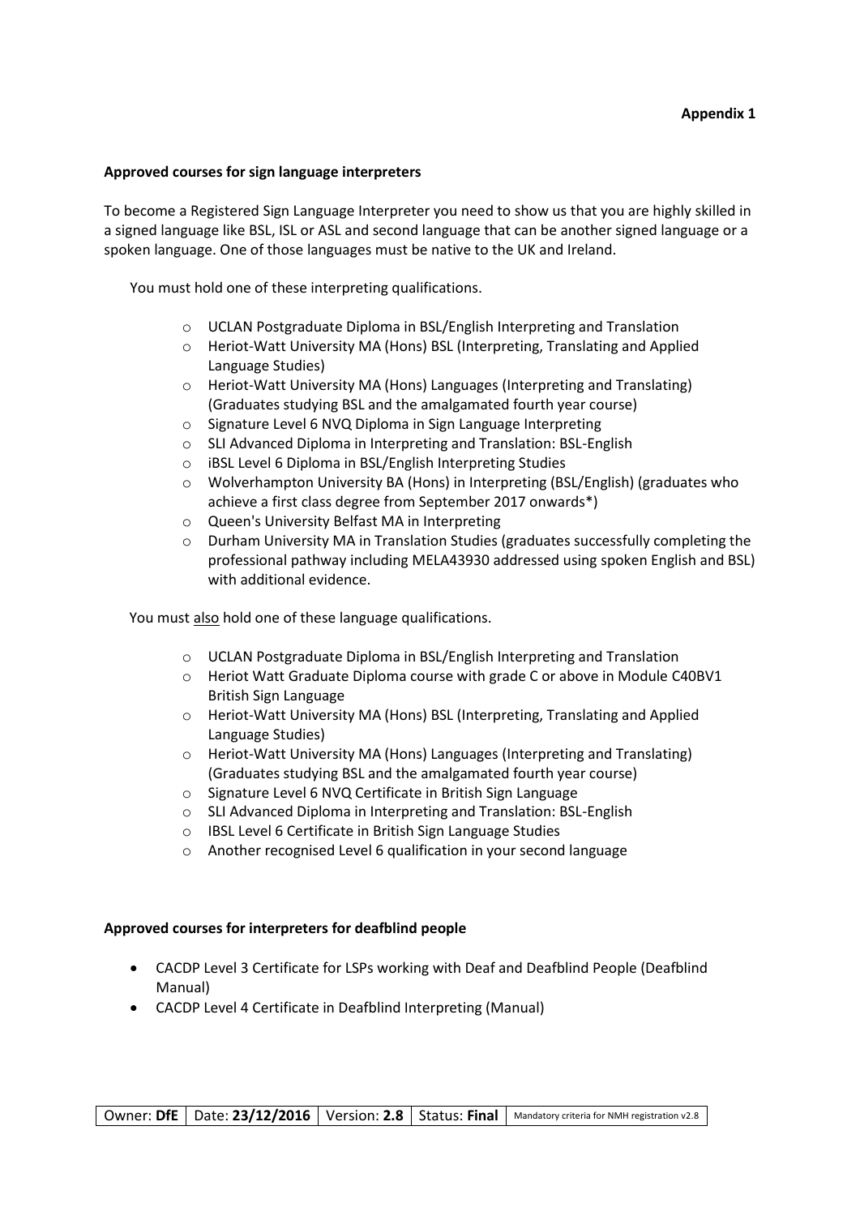**Appendix 1**

**Approved courses for sign language interpreters**

To become a Registered Sign Language Interpreter you need to show us that you are highly skilled in a signed language like BSL, ISL or ASL and second language that can be another signed language or a spoken language. One of those languages must be native to the UK and Ireland.

You must hold one of these interpreting qualifications.

- UCLAN Postgraduate Diploma in BSL/English Interpreting and Translation
- Heriot-Watt University MA (Hons) BSL (Interpreting, Translating and Applied Language Studies)
- Heriot-Watt University MA (Hons) Languages (Interpreting and Translating) (Graduates studying BSL and the amalgamated fourth year course)
- Signature Level 6 NVQ Diploma in Sign Language Interpreting
- SLI Advanced Diploma in Interpreting and Translation: BSL-English
- iBSL Level 6 Diploma in BSL/English Interpreting Studies
- Wolverhampton University BA (Hons) in Interpreting (BSL/English) (graduates who achieve a first class degree from September 2017 onwards*)
- Queen's University Belfast MA in Interpreting
- Durham University MA in Translation Studies (graduates successfully completing the professional pathway including MELA43930 addressed using spoken English and BSL) with additional evidence.

You must <u>also</u> hold one of these language qualifications.

- UCLAN Postgraduate Diploma in BSL/English Interpreting and Translation
- Heriot Watt Graduate Diploma course with grade C or above in Module C40BV1 British Sign Language
- Heriot-Watt University MA (Hons) BSL (Interpreting, Translating and Applied Language Studies)
- Heriot-Watt University MA (Hons) Languages (Interpreting and Translating) (Graduates studying BSL and the amalgamated fourth year course)
- Signature Level 6 NVQ Certificate in British Sign Language
- SLI Advanced Diploma in Interpreting and Translation: BSL-English
- IBSL Level 6 Certificate in British Sign Language Studies
- Another recognised Level 6 qualification in your second language

**Approved courses for interpreters for deafblind people**

- CACDP Level 3 Certificate for LSPs working with Deaf and Deafblind People (Deafblind Manual)
- CACDP Level 4 Certificate in Deafblind Interpreting (Manual)

| | | | | |
|---|---|---|---|---|
| Owner: **DfE** | Date: **23/12/2016** | Version: **2.8** | Status: **Final** | Mandatory criteria for NMH registration v2.8 |